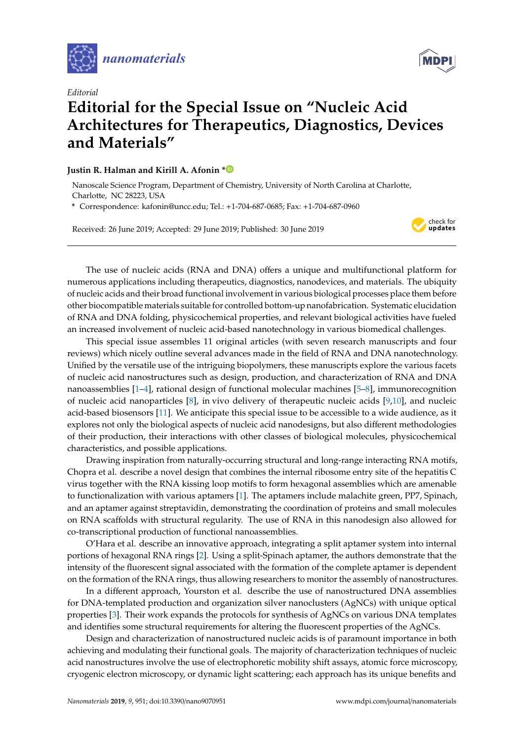*Editorial*

# Editorial for the Special Issue on "Nucleic Acid Architectures for Therapeutics, Diagnostics, Devices and Materials"

**Justin R. Halman and Kirill A. Afonin ***

Nanoscale Science Program, Department of Chemistry, University of North Carolina at Charlotte, Charlotte, NC 28223, USA

* Correspondence: kafonin@uncc.edu; Tel.: +1-704-687-0685; Fax: +1-704-687-0960

Received: 26 June 2019; Accepted: 29 June 2019; Published: 30 June 2019

---

The use of nucleic acids (RNA and DNA) offers a unique and multifunctional platform for numerous applications including therapeutics, diagnostics, nanodevices, and materials. The ubiquity of nucleic acids and their broad functional involvement in various biological processes place them before other biocompatible materials suitable for controlled bottom-up nanofabrication. Systematic elucidation of RNA and DNA folding, physicochemical properties, and relevant biological activities have fueled an increased involvement of nucleic acid-based nanotechnology in various biomedical challenges.

This special issue assembles 11 original articles (with seven research manuscripts and four reviews) which nicely outline several advances made in the field of RNA and DNA nanotechnology. Unified by the versatile use of the intriguing biopolymers, these manuscripts explore the various facets of nucleic acid nanostructures such as design, production, and characterization of RNA and DNA nanoassemblies [1–4], rational design of functional molecular machines [5–8], immunorecognition of nucleic acid nanoparticles [8], in vivo delivery of therapeutic nucleic acids [9,10], and nucleic acid-based biosensors [11]. We anticipate this special issue to be accessible to a wide audience, as it explores not only the biological aspects of nucleic acid nanodesigns, but also different methodologies of their production, their interactions with other classes of biological molecules, physicochemical characteristics, and possible applications.

Drawing inspiration from naturally-occurring structural and long-range interacting RNA motifs, Chopra et al. describe a novel design that combines the internal ribosome entry site of the hepatitis C virus together with the RNA kissing loop motifs to form hexagonal assemblies which are amenable to functionalization with various aptamers [1]. The aptamers include malachite green, PP7, Spinach, and an aptamer against streptavidin, demonstrating the coordination of proteins and small molecules on RNA scaffolds with structural regularity. The use of RNA in this nanodesign also allowed for co-transcriptional production of functional nanoassemblies.

O'Hara et al. describe an innovative approach, integrating a split aptamer system into internal portions of hexagonal RNA rings [2]. Using a split-Spinach aptamer, the authors demonstrate that the intensity of the fluorescent signal associated with the formation of the complete aptamer is dependent on the formation of the RNA rings, thus allowing researchers to monitor the assembly of nanostructures.

In a different approach, Yourston et al. describe the use of nanostructured DNA assemblies for DNA-templated production and organization silver nanoclusters (AgNCs) with unique optical properties [3]. Their work expands the protocols for synthesis of AgNCs on various DNA templates and identifies some structural requirements for altering the fluorescent properties of the AgNCs.

Design and characterization of nanostructured nucleic acids is of paramount importance in both achieving and modulating their functional goals. The majority of characterization techniques of nucleic acid nanostructures involve the use of electrophoretic mobility shift assays, atomic force microscopy, cryogenic electron microscopy, or dynamic light scattering; each approach has its unique benefits and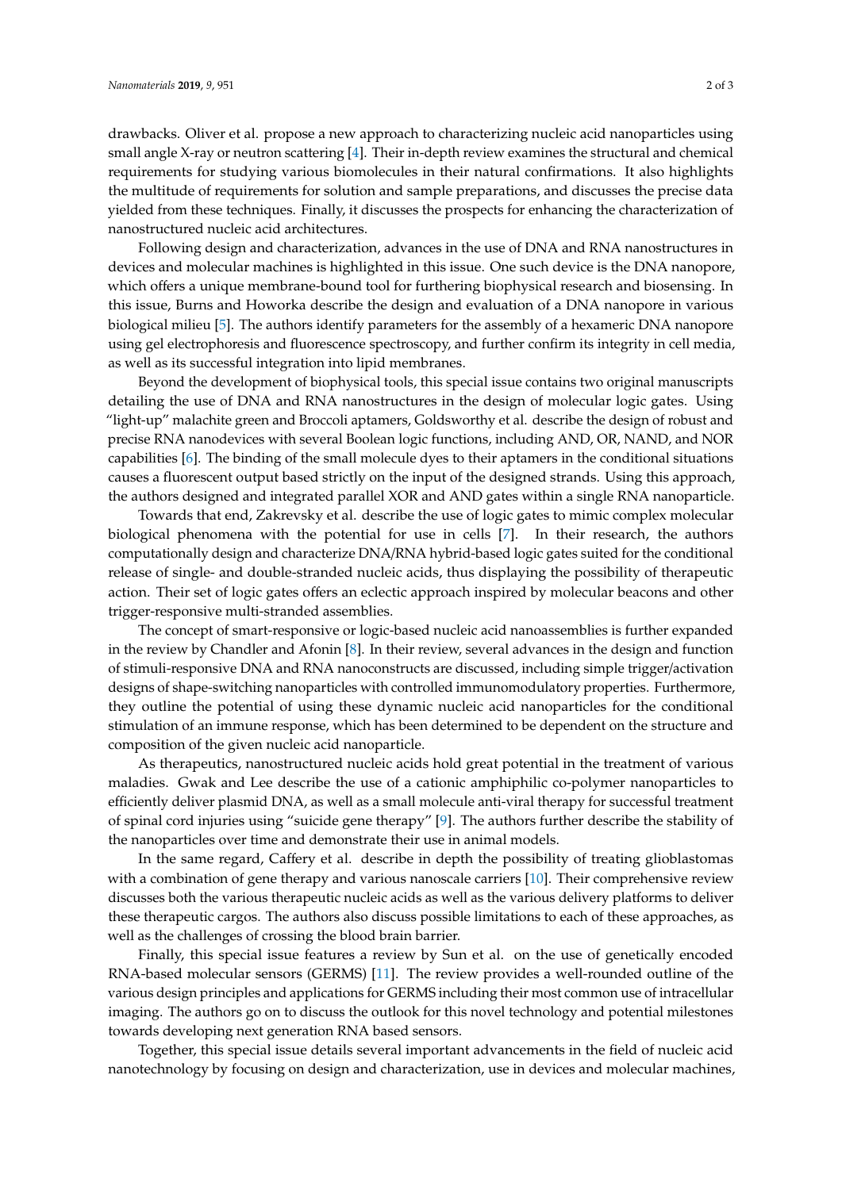drawbacks. Oliver et al. propose a new approach to characterizing nucleic acid nanoparticles using small angle X-ray or neutron scattering [4]. Their in-depth review examines the structural and chemical requirements for studying various biomolecules in their natural confirmations. It also highlights the multitude of requirements for solution and sample preparations, and discusses the precise data yielded from these techniques. Finally, it discusses the prospects for enhancing the characterization of nanostructured nucleic acid architectures.

Following design and characterization, advances in the use of DNA and RNA nanostructures in devices and molecular machines is highlighted in this issue. One such device is the DNA nanopore, which offers a unique membrane-bound tool for furthering biophysical research and biosensing. In this issue, Burns and Howorka describe the design and evaluation of a DNA nanopore in various biological milieu [5]. The authors identify parameters for the assembly of a hexameric DNA nanopore using gel electrophoresis and fluorescence spectroscopy, and further confirm its integrity in cell media, as well as its successful integration into lipid membranes.

Beyond the development of biophysical tools, this special issue contains two original manuscripts detailing the use of DNA and RNA nanostructures in the design of molecular logic gates. Using "light-up" malachite green and Broccoli aptamers, Goldsworthy et al. describe the design of robust and precise RNA nanodevices with several Boolean logic functions, including AND, OR, NAND, and NOR capabilities [6]. The binding of the small molecule dyes to their aptamers in the conditional situations causes a fluorescent output based strictly on the input of the designed strands. Using this approach, the authors designed and integrated parallel XOR and AND gates within a single RNA nanoparticle.

Towards that end, Zakrevsky et al. describe the use of logic gates to mimic complex molecular biological phenomena with the potential for use in cells [7]. In their research, the authors computationally design and characterize DNA/RNA hybrid-based logic gates suited for the conditional release of single- and double-stranded nucleic acids, thus displaying the possibility of therapeutic action. Their set of logic gates offers an eclectic approach inspired by molecular beacons and other trigger-responsive multi-stranded assemblies.

The concept of smart-responsive or logic-based nucleic acid nanoassemblies is further expanded in the review by Chandler and Afonin [8]. In their review, several advances in the design and function of stimuli-responsive DNA and RNA nanoconstructs are discussed, including simple trigger/activation designs of shape-switching nanoparticles with controlled immunomodulatory properties. Furthermore, they outline the potential of using these dynamic nucleic acid nanoparticles for the conditional stimulation of an immune response, which has been determined to be dependent on the structure and composition of the given nucleic acid nanoparticle.

As therapeutics, nanostructured nucleic acids hold great potential in the treatment of various maladies. Gwak and Lee describe the use of a cationic amphiphilic co-polymer nanoparticles to efficiently deliver plasmid DNA, as well as a small molecule anti-viral therapy for successful treatment of spinal cord injuries using "suicide gene therapy" [9]. The authors further describe the stability of the nanoparticles over time and demonstrate their use in animal models.

In the same regard, Caffery et al. describe in depth the possibility of treating glioblastomas with a combination of gene therapy and various nanoscale carriers [10]. Their comprehensive review discusses both the various therapeutic nucleic acids as well as the various delivery platforms to deliver these therapeutic cargos. The authors also discuss possible limitations to each of these approaches, as well as the challenges of crossing the blood brain barrier.

Finally, this special issue features a review by Sun et al. on the use of genetically encoded RNA-based molecular sensors (GERMS) [11]. The review provides a well-rounded outline of the various design principles and applications for GERMS including their most common use of intracellular imaging. The authors go on to discuss the outlook for this novel technology and potential milestones towards developing next generation RNA based sensors.

Together, this special issue details several important advancements in the field of nucleic acid nanotechnology by focusing on design and characterization, use in devices and molecular machines,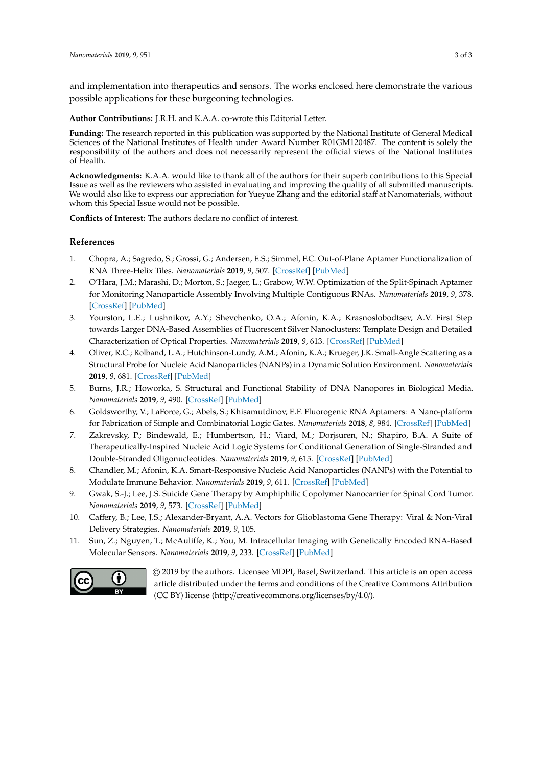and implementation into therapeutics and sensors. The works enclosed here demonstrate the various possible applications for these burgeoning technologies.

**Author Contributions:** J.R.H. and K.A.A. co-wrote this Editorial Letter.

**Funding:** The research reported in this publication was supported by the National Institute of General Medical Sciences of the National Institutes of Health under Award Number R01GM120487. The content is solely the responsibility of the authors and does not necessarily represent the official views of the National Institutes of Health.

**Acknowledgments:** K.A.A. would like to thank all of the authors for their superb contributions to this Special Issue as well as the reviewers who assisted in evaluating and improving the quality of all submitted manuscripts. We would also like to express our appreciation for Yueyue Zhang and the editorial staff at Nanomaterials, without whom this Special Issue would not be possible.

**Conflicts of Interest:** The authors declare no conflict of interest.

## References

1. Chopra, A.; Sagredo, S.; Grossi, G.; Andersen, E.S.; Simmel, F.C. Out-of-Plane Aptamer Functionalization of RNA Three-Helix Tiles. *Nanomaterials* **2019**, *9*, 507. [CrossRef] [PubMed]
2. O'Hara, J.M.; Marashi, D.; Morton, S.; Jaeger, L.; Grabow, W.W. Optimization of the Split-Spinach Aptamer for Monitoring Nanoparticle Assembly Involving Multiple Contiguous RNAs. *Nanomaterials* **2019**, *9*, 378. [CrossRef] [PubMed]
3. Yourston, L.E.; Lushnikov, A.Y.; Shevchenko, O.A.; Afonin, K.A.; Krasnoslobodtsev, A.V. First Step towards Larger DNA-Based Assemblies of Fluorescent Silver Nanoclusters: Template Design and Detailed Characterization of Optical Properties. *Nanomaterials* **2019**, *9*, 613. [CrossRef] [PubMed]
4. Oliver, R.C.; Rolband, L.A.; Hutchinson-Lundy, A.M.; Afonin, K.A.; Krueger, J.K. Small-Angle Scattering as a Structural Probe for Nucleic Acid Nanoparticles (NANPs) in a Dynamic Solution Environment. *Nanomaterials* **2019**, *9*, 681. [CrossRef] [PubMed]
5. Burns, J.R.; Howorka, S. Structural and Functional Stability of DNA Nanopores in Biological Media. *Nanomaterials* **2019**, *9*, 490. [CrossRef] [PubMed]
6. Goldsworthy, V.; LaForce, G.; Abels, S.; Khisamutdinov, E.F. Fluorogenic RNA Aptamers: A Nano-platform for Fabrication of Simple and Combinatorial Logic Gates. *Nanomaterials* **2018**, *8*, 984. [CrossRef] [PubMed]
7. Zakrevsky, P.; Bindewald, E.; Humbertson, H.; Viard, M.; Dorjsuren, N.; Shapiro, B.A. A Suite of Therapeutically-Inspired Nucleic Acid Logic Systems for Conditional Generation of Single-Stranded and Double-Stranded Oligonucleotides. *Nanomaterials* **2019**, *9*, 615. [CrossRef] [PubMed]
8. Chandler, M.; Afonin, K.A. Smart-Responsive Nucleic Acid Nanoparticles (NANPs) with the Potential to Modulate Immune Behavior. *Nanomaterials* **2019**, *9*, 611. [CrossRef] [PubMed]
9. Gwak, S.-J.; Lee, J.S. Suicide Gene Therapy by Amphiphilic Copolymer Nanocarrier for Spinal Cord Tumor. *Nanomaterials* **2019**, *9*, 573. [CrossRef] [PubMed]
10. Caffery, B.; Lee, J.S.; Alexander-Bryant, A.A. Vectors for Glioblastoma Gene Therapy: Viral & Non-Viral Delivery Strategies. *Nanomaterials* **2019**, *9*, 105.
11. Sun, Z.; Nguyen, T.; McAuliffe, K.; You, M. Intracellular Imaging with Genetically Encoded RNA-Based Molecular Sensors. *Nanomaterials* **2019**, *9*, 233. [CrossRef] [PubMed]

© 2019 by the authors. Licensee MDPI, Basel, Switzerland. This article is an open access article distributed under the terms and conditions of the Creative Commons Attribution (CC BY) license (http://creativecommons.org/licenses/by/4.0/).